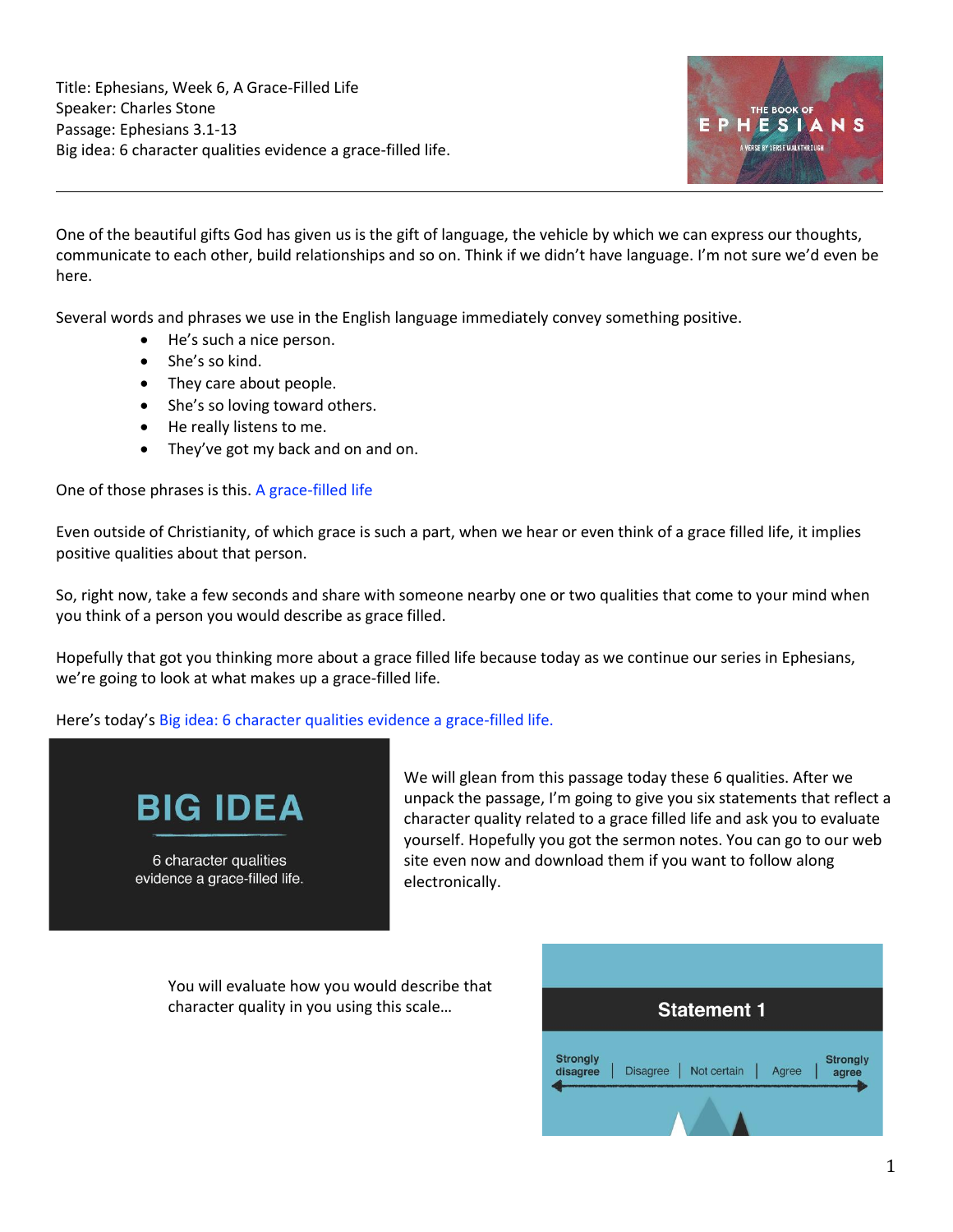Title: Ephesians, Week 6, A Grace-Filled Life
Speaker: Charles Stone
Passage: Ephesians 3.1-13
Big idea: 6 character qualities evidence a grace-filled life.

---

One of the beautiful gifts God has given us is the gift of language, the vehicle by which we can express our thoughts, communicate to each other, build relationships and so on. Think if we didn't have language. I'm not sure we'd even be here.

Several words and phrases we use in the English language immediately convey something positive.

- He's such a nice person.
- She's so kind.
- They care about people.
- She's so loving toward others.
- He really listens to me.
- They've got my back and on and on.

One of those phrases is this. A grace-filled life

Even outside of Christianity, of which grace is such a part, when we hear or even think of a grace filled life, it implies positive qualities about that person.

So, right now, take a few seconds and share with someone nearby one or two qualities that come to your mind when you think of a person you would describe as grace filled.

Hopefully that got you thinking more about a grace filled life because today as we continue our series in Ephesians, we're going to look at what makes up a grace-filled life.

Here's today's Big idea: 6 character qualities evidence a grace-filled life.

BIG IDEA

6 character qualities evidence a grace-filled life.

We will glean from this passage today these 6 qualities. After we unpack the passage, I'm going to give you six statements that reflect a character quality related to a grace filled life and ask you to evaluate yourself. Hopefully you got the sermon notes. You can go to our web site even now and download them if you want to follow along electronically.

You will evaluate how you would describe that character quality in you using this scale…

**Statement 1**

| Strongly disagree | Disagree | Not certain | Agree | Strongly agree |
|---|---|---|---|---|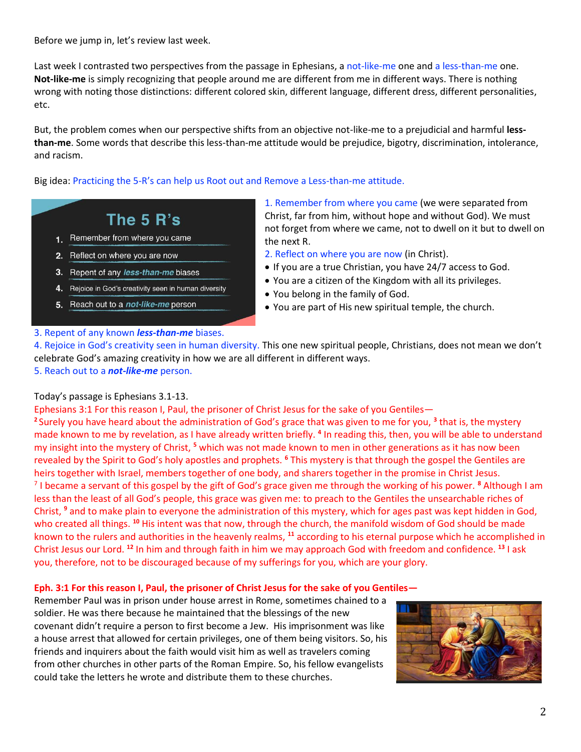Before we jump in, let's review last week.

Last week I contrasted two perspectives from the passage in Ephesians, a not-like-me one and a less-than-me one. **Not-like-me** is simply recognizing that people around me are different from me in different ways. There is nothing wrong with noting those distinctions: different colored skin, different language, different dress, different personalities, etc.

But, the problem comes when our perspective shifts from an objective not-like-me to a prejudicial and harmful **less-than-me**. Some words that describe this less-than-me attitude would be prejudice, bigotry, discrimination, intolerance, and racism.

Big idea: Practicing the 5-R's can help us Root out and Remove a Less-than-me attitude.

**The 5 R's**

1. Remember from where you came
2. Reflect on where you are now
3. Repent of any *less-than-me* biases
4. Rejoice in God's creativity seen in human diversity
5. Reach out to a *not-like-me* person

1. Remember from where you came (we were separated from Christ, far from him, without hope and without God). We must not forget from where we came, not to dwell on it but to dwell on the next R.

2. Reflect on where you are now (in Christ).
- If you are a true Christian, you have 24/7 access to God.
- You are a citizen of the Kingdom with all its privileges.
- You belong in the family of God.
- You are part of His new spiritual temple, the church.

3. Repent of any known ***less-than-me*** biases.

4. Rejoice in God's creativity seen in human diversity. This one new spiritual people, Christians, does not mean we don't celebrate God's amazing creativity in how we are all different in different ways.

5. Reach out to a ***not-like-me*** person.

Today's passage is Ephesians 3.1-13.

Ephesians 3:1 For this reason I, Paul, the prisoner of Christ Jesus for the sake of you Gentiles— [2] Surely you have heard about the administration of God's grace that was given to me for you, [3] that is, the mystery made known to me by revelation, as I have already written briefly. [4] In reading this, then, you will be able to understand my insight into the mystery of Christ, [5] which was not made known to men in other generations as it has now been revealed by the Spirit to God's holy apostles and prophets. [6] This mystery is that through the gospel the Gentiles are heirs together with Israel, members together of one body, and sharers together in the promise in Christ Jesus. [7] I became a servant of this gospel by the gift of God's grace given me through the working of his power. [8] Although I am less than the least of all God's people, this grace was given me: to preach to the Gentiles the unsearchable riches of Christ, [9] and to make plain to everyone the administration of this mystery, which for ages past was kept hidden in God, who created all things. [10] His intent was that now, through the church, the manifold wisdom of God should be made known to the rulers and authorities in the heavenly realms, [11] according to his eternal purpose which he accomplished in Christ Jesus our Lord. [12] In him and through faith in him we may approach God with freedom and confidence. [13] I ask you, therefore, not to be discouraged because of my sufferings for you, which are your glory.

**Eph. 3:1 For this reason I, Paul, the prisoner of Christ Jesus for the sake of you Gentiles—**

Remember Paul was in prison under house arrest in Rome, sometimes chained to a soldier. He was there because he maintained that the blessings of the new covenant didn't require a person to first become a Jew. His imprisonment was like a house arrest that allowed for certain privileges, one of them being visitors. So, his friends and inquirers about the faith would visit him as well as travelers coming from other churches in other parts of the Roman Empire. So, his fellow evangelists could take the letters he wrote and distribute them to these churches.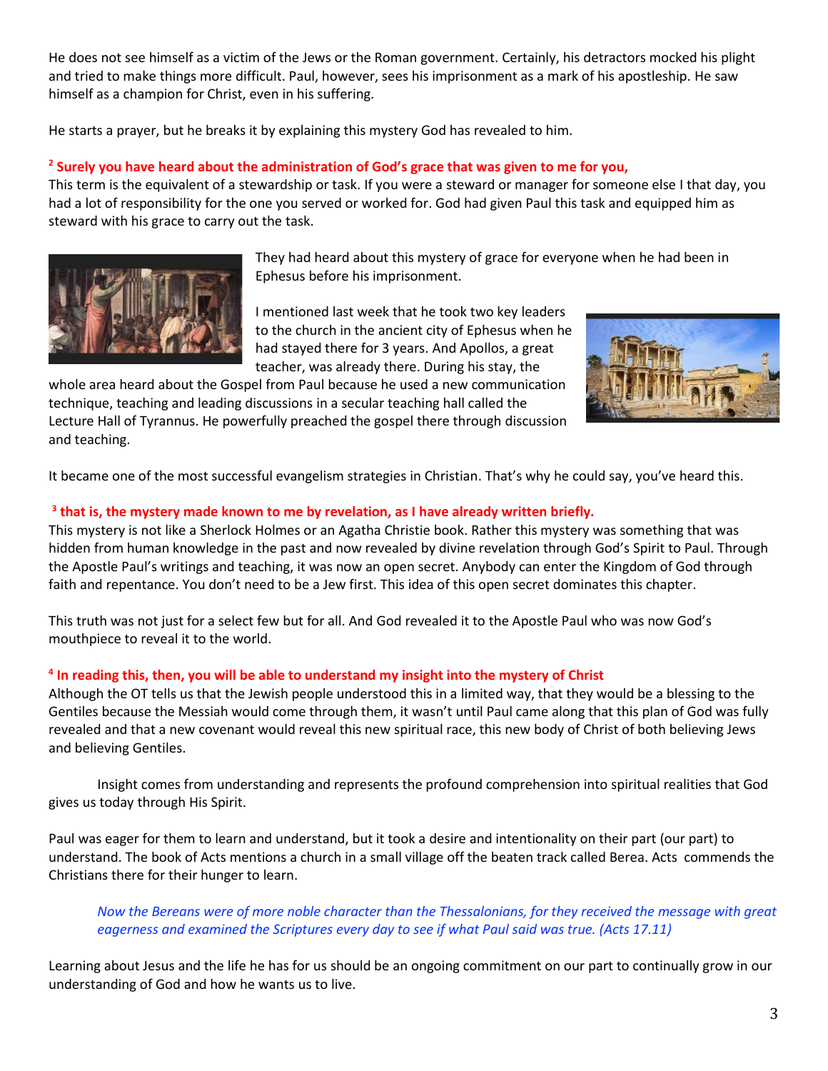He does not see himself as a victim of the Jews or the Roman government. Certainly, his detractors mocked his plight and tried to make things more difficult. Paul, however, sees his imprisonment as a mark of his apostleship. He saw himself as a champion for Christ, even in his suffering.

He starts a prayer, but he breaks it by explaining this mystery God has revealed to him.

**2 Surely you have heard about the administration of God's grace that was given to me for you,**
This term is the equivalent of a stewardship or task. If you were a steward or manager for someone else I that day, you had a lot of responsibility for the one you served or worked for. God had given Paul this task and equipped him as steward with his grace to carry out the task.

They had heard about this mystery of grace for everyone when he had been in Ephesus before his imprisonment.

I mentioned last week that he took two key leaders to the church in the ancient city of Ephesus when he had stayed there for 3 years. And Apollos, a great teacher, was already there. During his stay, the whole area heard about the Gospel from Paul because he used a new communication technique, teaching and leading discussions in a secular teaching hall called the Lecture Hall of Tyrannus. He powerfully preached the gospel there through discussion and teaching.

It became one of the most successful evangelism strategies in Christian. That's why he could say, you've heard this.

**3 that is, the mystery made known to me by revelation, as I have already written briefly.**
This mystery is not like a Sherlock Holmes or an Agatha Christie book. Rather this mystery was something that was hidden from human knowledge in the past and now revealed by divine revelation through God's Spirit to Paul. Through the Apostle Paul's writings and teaching, it was now an open secret. Anybody can enter the Kingdom of God through faith and repentance. You don't need to be a Jew first. This idea of this open secret dominates this chapter.

This truth was not just for a select few but for all. And God revealed it to the Apostle Paul who was now God's mouthpiece to reveal it to the world.

**4 In reading this, then, you will be able to understand my insight into the mystery of Christ**
Although the OT tells us that the Jewish people understood this in a limited way, that they would be a blessing to the Gentiles because the Messiah would come through them, it wasn't until Paul came along that this plan of God was fully revealed and that a new covenant would reveal this new spiritual race, this new body of Christ of both believing Jews and believing Gentiles.

Insight comes from understanding and represents the profound comprehension into spiritual realities that God gives us today through His Spirit.

Paul was eager for them to learn and understand, but it took a desire and intentionality on their part (our part) to understand. The book of Acts mentions a church in a small village off the beaten track called Berea. Acts commends the Christians there for their hunger to learn.

> *Now the Bereans were of more noble character than the Thessalonians, for they received the message with great eagerness and examined the Scriptures every day to see if what Paul said was true. (Acts 17.11)*

Learning about Jesus and the life he has for us should be an ongoing commitment on our part to continually grow in our understanding of God and how he wants us to live.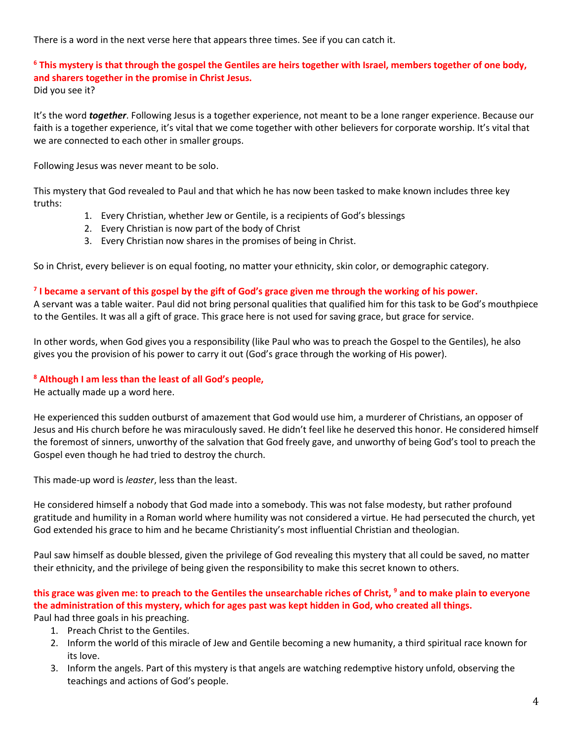There is a word in the next verse here that appears three times. See if you can catch it.

**[6] This mystery is that through the gospel the Gentiles are heirs together with Israel, members together of one body, and sharers together in the promise in Christ Jesus.**
Did you see it?

It's the word ***together***. Following Jesus is a together experience, not meant to be a lone ranger experience. Because our faith is a together experience, it's vital that we come together with other believers for corporate worship. It's vital that we are connected to each other in smaller groups.

Following Jesus was never meant to be solo.

This mystery that God revealed to Paul and that which he has now been tasked to make known includes three key truths:

1. Every Christian, whether Jew or Gentile, is a recipients of God's blessings
2. Every Christian is now part of the body of Christ
3. Every Christian now shares in the promises of being in Christ.

So in Christ, every believer is on equal footing, no matter your ethnicity, skin color, or demographic category.

**[7] I became a servant of this gospel by the gift of God's grace given me through the working of his power.**
A servant was a table waiter. Paul did not bring personal qualities that qualified him for this task to be God's mouthpiece to the Gentiles. It was all a gift of grace. This grace here is not used for saving grace, but grace for service.

In other words, when God gives you a responsibility (like Paul who was to preach the Gospel to the Gentiles), he also gives you the provision of his power to carry it out (God's grace through the working of His power).

**[8] Although I am less than the least of all God's people,**
He actually made up a word here.

He experienced this sudden outburst of amazement that God would use him, a murderer of Christians, an opposer of Jesus and His church before he was miraculously saved. He didn't feel like he deserved this honor. He considered himself the foremost of sinners, unworthy of the salvation that God freely gave, and unworthy of being God's tool to preach the Gospel even though he had tried to destroy the church.

This made-up word is *leaster*, less than the least.

He considered himself a nobody that God made into a somebody. This was not false modesty, but rather profound gratitude and humility in a Roman world where humility was not considered a virtue. He had persecuted the church, yet God extended his grace to him and he became Christianity's most influential Christian and theologian.

Paul saw himself as double blessed, given the privilege of God revealing this mystery that all could be saved, no matter their ethnicity, and the privilege of being given the responsibility to make this secret known to others.

**this grace was given me: to preach to the Gentiles the unsearchable riches of Christ, [9] and to make plain to everyone the administration of this mystery, which for ages past was kept hidden in God, who created all things.**
Paul had three goals in his preaching.

1. Preach Christ to the Gentiles.
2. Inform the world of this miracle of Jew and Gentile becoming a new humanity, a third spiritual race known for its love.
3. Inform the angels. Part of this mystery is that angels are watching redemptive history unfold, observing the teachings and actions of God's people.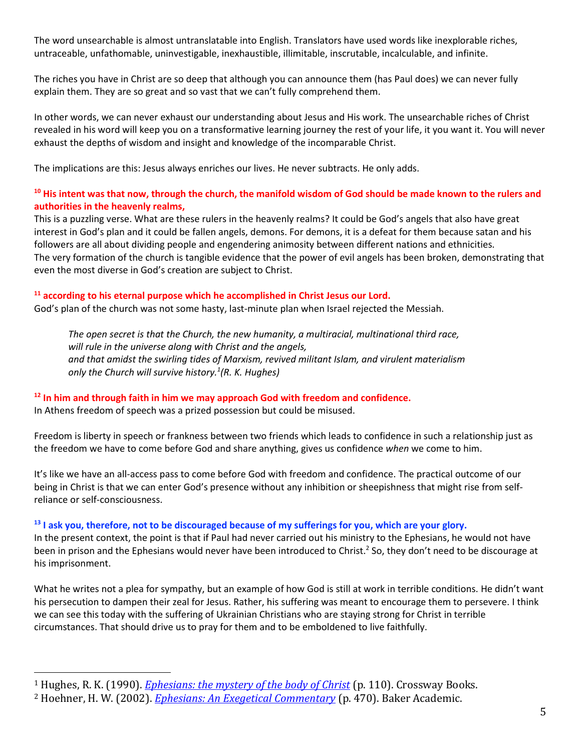The word unsearchable is almost untranslatable into English. Translators have used words like inexplorable riches, untraceable, unfathomable, uninvestigable, inexhaustible, illimitable, inscrutable, incalculable, and infinite.

The riches you have in Christ are so deep that although you can announce them (has Paul does) we can never fully explain them. They are so great and so vast that we can't fully comprehend them.

In other words, we can never exhaust our understanding about Jesus and His work. The unsearchable riches of Christ revealed in his word will keep you on a transformative learning journey the rest of your life, it you want it. You will never exhaust the depths of wisdom and insight and knowledge of the incomparable Christ.

The implications are this: Jesus always enriches our lives. He never subtracts. He only adds.

**10 His intent was that now, through the church, the manifold wisdom of God should be made known to the rulers and authorities in the heavenly realms,**

This is a puzzling verse. What are these rulers in the heavenly realms? It could be God's angels that also have great interest in God's plan and it could be fallen angels, demons. For demons, it is a defeat for them because satan and his followers are all about dividing people and engendering animosity between different nations and ethnicities.
The very formation of the church is tangible evidence that the power of evil angels has been broken, demonstrating that even the most diverse in God's creation are subject to Christ.

**11 according to his eternal purpose which he accomplished in Christ Jesus our Lord.**

God's plan of the church was not some hasty, last-minute plan when Israel rejected the Messiah.

> *The open secret is that the Church, the new humanity, a multiracial, multinational third race,*
> *will rule in the universe along with Christ and the angels,*
> *and that amidst the swirling tides of Marxism, revived militant Islam, and virulent materialism*
> *only the Church will survive history.*[1]*(R. K. Hughes)*

**12 In him and through faith in him we may approach God with freedom and confidence.**

In Athens freedom of speech was a prized possession but could be misused.

Freedom is liberty in speech or frankness between two friends which leads to confidence in such a relationship just as the freedom we have to come before God and share anything, gives us confidence *when* we come to him.

It's like we have an all-access pass to come before God with freedom and confidence. The practical outcome of our being in Christ is that we can enter God's presence without any inhibition or sheepishness that might rise from self-reliance or self-consciousness.

**13 I ask you, therefore, not to be discouraged because of my sufferings for you, which are your glory.**

In the present context, the point is that if Paul had never carried out his ministry to the Ephesians, he would not have been in prison and the Ephesians would never have been introduced to Christ.[2] So, they don't need to be discourage at his imprisonment.

What he writes not a plea for sympathy, but an example of how God is still at work in terrible conditions. He didn't want his persecution to dampen their zeal for Jesus. Rather, his suffering was meant to encourage them to persevere. I think we can see this today with the suffering of Ukrainian Christians who are staying strong for Christ in terrible circumstances. That should drive us to pray for them and to be emboldened to live faithfully.

---

[1] Hughes, R. K. (1990). *Ephesians: the mystery of the body of Christ* (p. 110). Crossway Books.

[2] Hoehner, H. W. (2002). *Ephesians: An Exegetical Commentary* (p. 470). Baker Academic.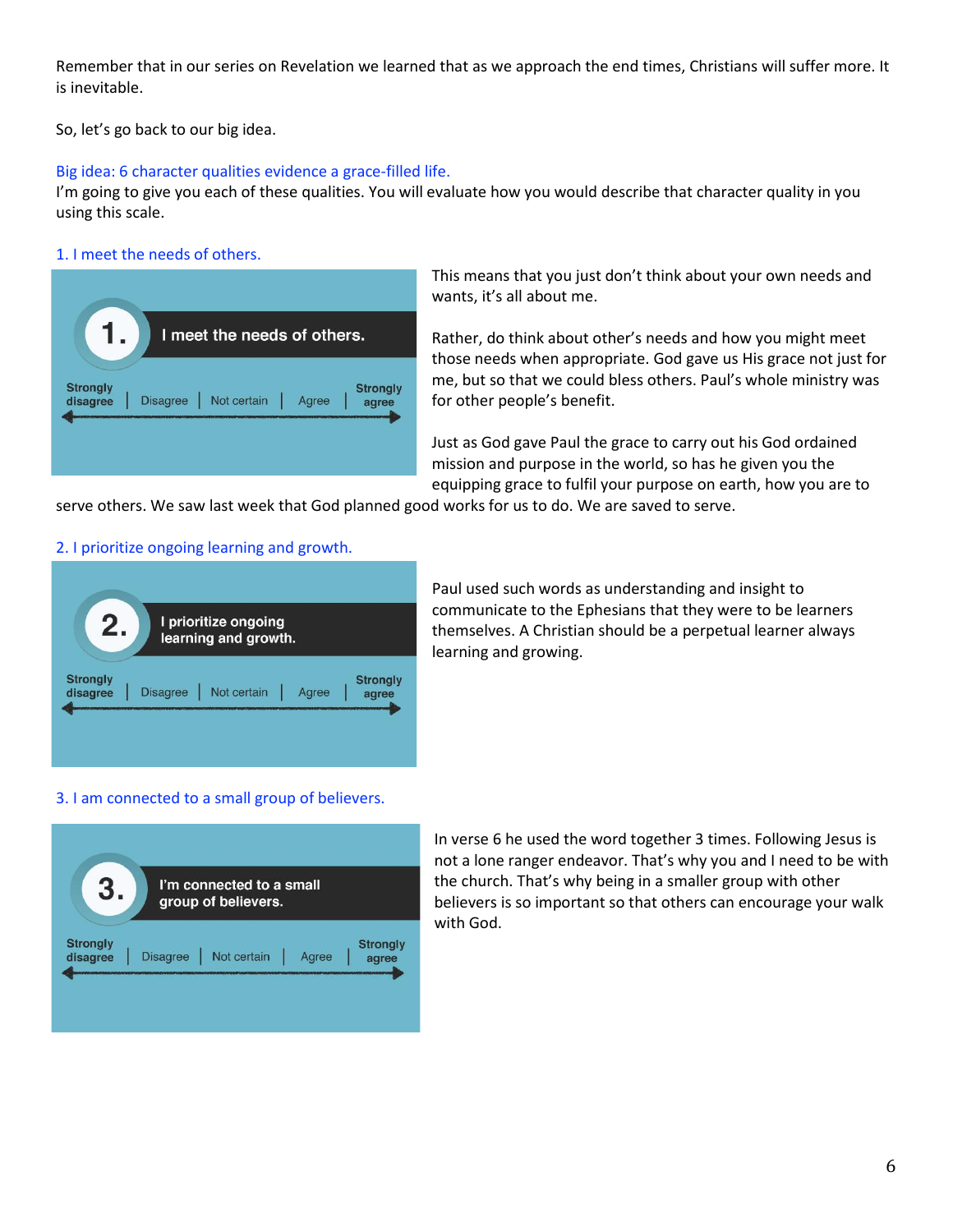Remember that in our series on Revelation we learned that as we approach the end times, Christians will suffer more. It is inevitable.

So, let's go back to our big idea.

Big idea: 6 character qualities evidence a grace-filled life.

I'm going to give you each of these qualities. You will evaluate how you would describe that character quality in you using this scale.

1. I meet the needs of others.

1. I meet the needs of others.

Strongly disagree | Disagree | Not certain | Agree | Strongly agree

This means that you just don't think about your own needs and wants, it's all about me.

Rather, do think about other's needs and how you might meet those needs when appropriate. God gave us His grace not just for me, but so that we could bless others. Paul's whole ministry was for other people's benefit.

Just as God gave Paul the grace to carry out his God ordained mission and purpose in the world, so has he given you the equipping grace to fulfil your purpose on earth, how you are to serve others. We saw last week that God planned good works for us to do. We are saved to serve.

2. I prioritize ongoing learning and growth.

2. I prioritize ongoing learning and growth.

Strongly disagree | Disagree | Not certain | Agree | Strongly agree

Paul used such words as understanding and insight to communicate to the Ephesians that they were to be learners themselves. A Christian should be a perpetual learner always learning and growing.

3. I am connected to a small group of believers.

3. I'm connected to a small group of believers.

Strongly disagree | Disagree | Not certain | Agree | Strongly agree

In verse 6 he used the word together 3 times. Following Jesus is not a lone ranger endeavor. That's why you and I need to be with the church. That's why being in a smaller group with other believers is so important so that others can encourage your walk with God.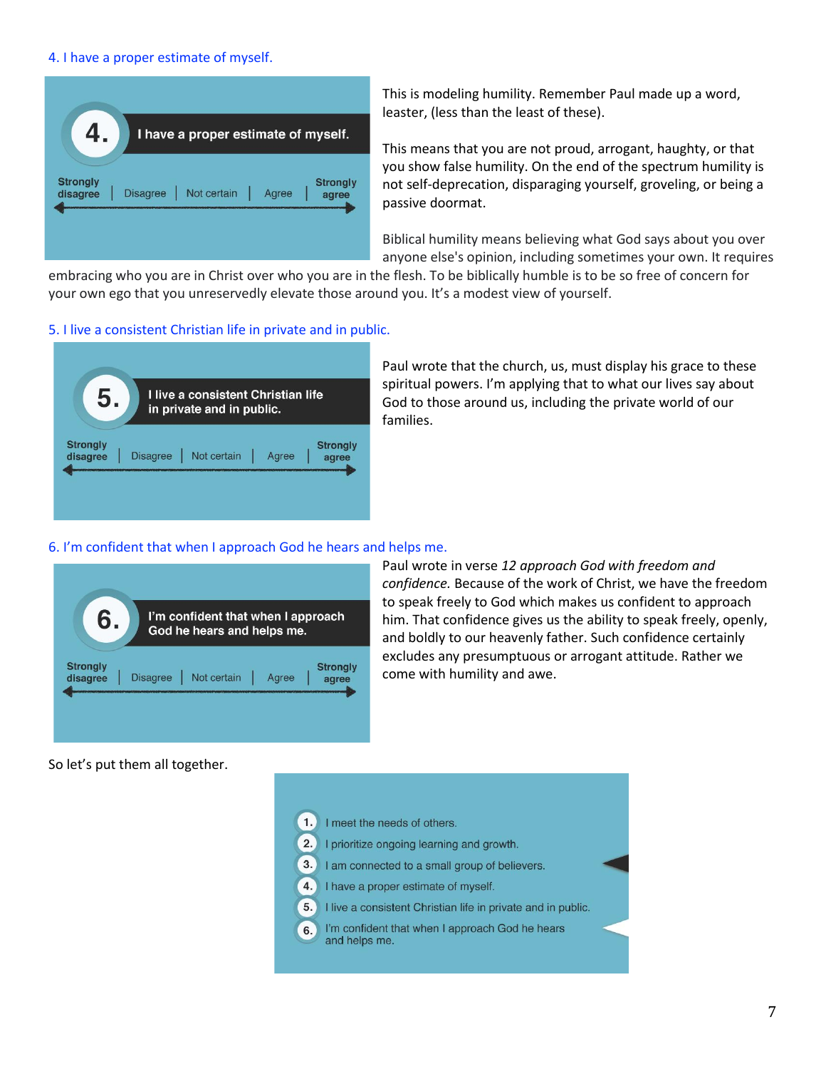4. I have a proper estimate of myself.

4. I have a proper estimate of myself.

Strongly disagree | Disagree | Not certain | Agree | Strongly agree

This is modeling humility. Remember Paul made up a word, leaster, (less than the least of these).

This means that you are not proud, arrogant, haughty, or that you show false humility. On the end of the spectrum humility is not self-deprecation, disparaging yourself, groveling, or being a passive doormat.

Biblical humility means believing what God says about you over anyone else's opinion, including sometimes your own. It requires embracing who you are in Christ over who you are in the flesh. To be biblically humble is to be so free of concern for your own ego that you unreservedly elevate those around you. It's a modest view of yourself.

5. I live a consistent Christian life in private and in public.

5. I live a consistent Christian life in private and in public.

Strongly disagree | Disagree | Not certain | Agree | Strongly agree

Paul wrote that the church, us, must display his grace to these spiritual powers. I'm applying that to what our lives say about God to those around us, including the private world of our families.

6. I'm confident that when I approach God he hears and helps me.

6. I'm confident that when I approach God he hears and helps me.

Strongly disagree | Disagree | Not certain | Agree | Strongly agree

Paul wrote in verse *12 approach God with freedom and confidence.* Because of the work of Christ, we have the freedom to speak freely to God which makes us confident to approach him. That confidence gives us the ability to speak freely, openly, and boldly to our heavenly father. Such confidence certainly excludes any presumptuous or arrogant attitude. Rather we come with humility and awe.

So let's put them all together.

1. I meet the needs of others.
2. I prioritize ongoing learning and growth.
3. I am connected to a small group of believers.
4. I have a proper estimate of myself.
5. I live a consistent Christian life in private and in public.
6. I'm confident that when I approach God he hears and helps me.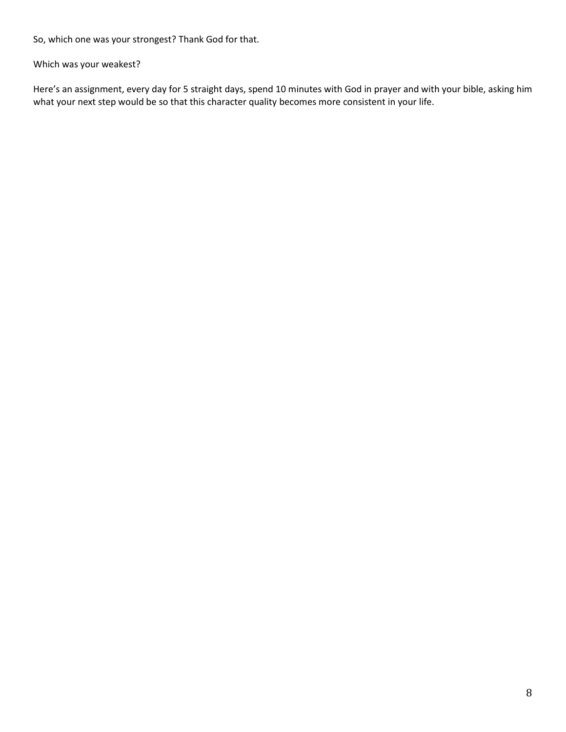So, which one was your strongest? Thank God for that.

Which was your weakest?

Here's an assignment, every day for 5 straight days, spend 10 minutes with God in prayer and with your bible, asking him what your next step would be so that this character quality becomes more consistent in your life.